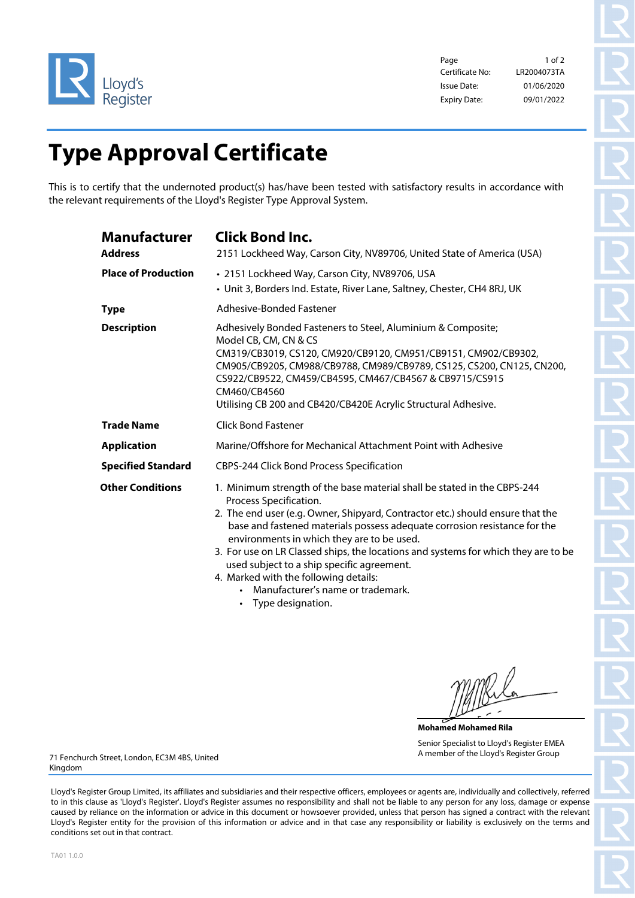Lloyd's Register

| | |
|---|---|
| Page | 1 of 2 |
| Certificate No: | LR2004073TA |
| Issue Date: | 01/06/2020 |
| Expiry Date: | 09/01/2022 |

# Type Approval Certificate

This is to certify that the undernoted product(s) has/have been tested with satisfactory results in accordance with the relevant requirements of the Lloyd's Register Type Approval System.

## Manufacturer — Click Bond Inc.

**Address**
2151 Lockheed Way, Carson City, NV89706, United State of America (USA)

**Place of Production**
- 2151 Lockheed Way, Carson City, NV89706, USA
- Unit 3, Borders Ind. Estate, River Lane, Saltney, Chester, CH4 8RJ, UK

**Type**
Adhesive-Bonded Fastener

**Description**
Adhesively Bonded Fasteners to Steel, Aluminium & Composite;
Model CB, CM, CN & CS
CM319/CB3019, CS120, CM920/CB9120, CM951/CB9151, CM902/CB9302, CM905/CB9205, CM988/CB9788, CM989/CB9789, CS125, CS200, CN125, CN200, CS922/CB9522, CM459/CB4595, CM467/CB4567 & CB9715/CS915
CM460/CB4560
Utilising CB 200 and CB420/CB420E Acrylic Structural Adhesive.

**Trade Name**
Click Bond Fastener

**Application**
Marine/Offshore for Mechanical Attachment Point with Adhesive

**Specified Standard**
CBPS-244 Click Bond Process Specification

**Other Conditions**
1. Minimum strength of the base material shall be stated in the CBPS-244 Process Specification.
2. The end user (e.g. Owner, Shipyard, Contractor etc.) should ensure that the base and fastened materials possess adequate corrosion resistance for the environments in which they are to be used.
3. For use on LR Classed ships, the locations and systems for which they are to be used subject to a ship specific agreement.
4. Marked with the following details:
    - Manufacturer's name or trademark.
    - Type designation.

**Mohamed Mohamed Rila**
Senior Specialist to Lloyd's Register EMEA
A member of the Lloyd's Register Group

71 Fenchurch Street, London, EC3M 4BS, United Kingdom

Lloyd's Register Group Limited, its affiliates and subsidiaries and their respective officers, employees or agents are, individually and collectively, referred to in this clause as 'Lloyd's Register'. Lloyd's Register assumes no responsibility and shall not be liable to any person for any loss, damage or expense caused by reliance on the information or advice in this document or howsoever provided, unless that person has signed a contract with the relevant Lloyd's Register entity for the provision of this information or advice and in that case any responsibility or liability is exclusively on the terms and conditions set out in that contract.

TA01 1.0.0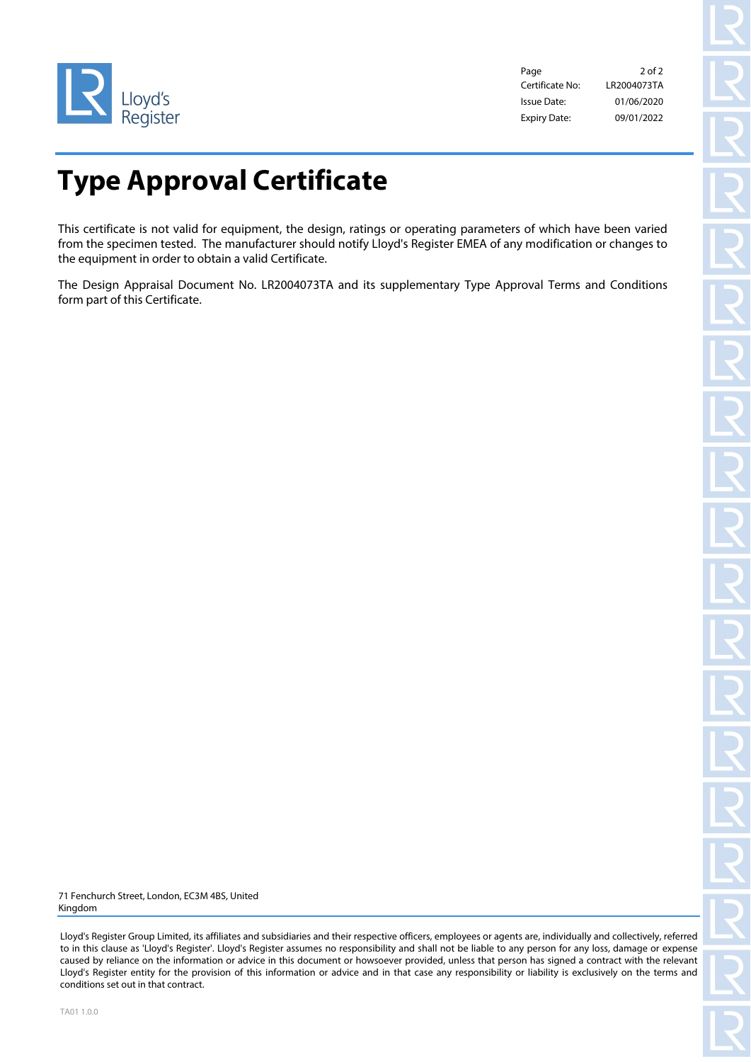| | |
|---|---|
| Certificate No: | LR2004073TA |
| Issue Date: | 01/06/2020 |
| Expiry Date: | 09/01/2022 |

# Type Approval Certificate

This certificate is not valid for equipment, the design, ratings or operating parameters of which have been varied from the specimen tested. The manufacturer should notify Lloyd's Register EMEA of any modification or changes to the equipment in order to obtain a valid Certificate.

The Design Appraisal Document No. LR2004073TA and its supplementary Type Approval Terms and Conditions form part of this Certificate.

71 Fenchurch Street, London, EC3M 4BS, United Kingdom

Lloyd's Register Group Limited, its affiliates and subsidiaries and their respective officers, employees or agents are, individually and collectively, referred to in this clause as 'Lloyd's Register'. Lloyd's Register assumes no responsibility and shall not be liable to any person for any loss, damage or expense caused by reliance on the information or advice in this document or howsoever provided, unless that person has signed a contract with the relevant Lloyd's Register entity for the provision of this information or advice and in that case any responsibility or liability is exclusively on the terms and conditions set out in that contract.

TA01 1.0.0